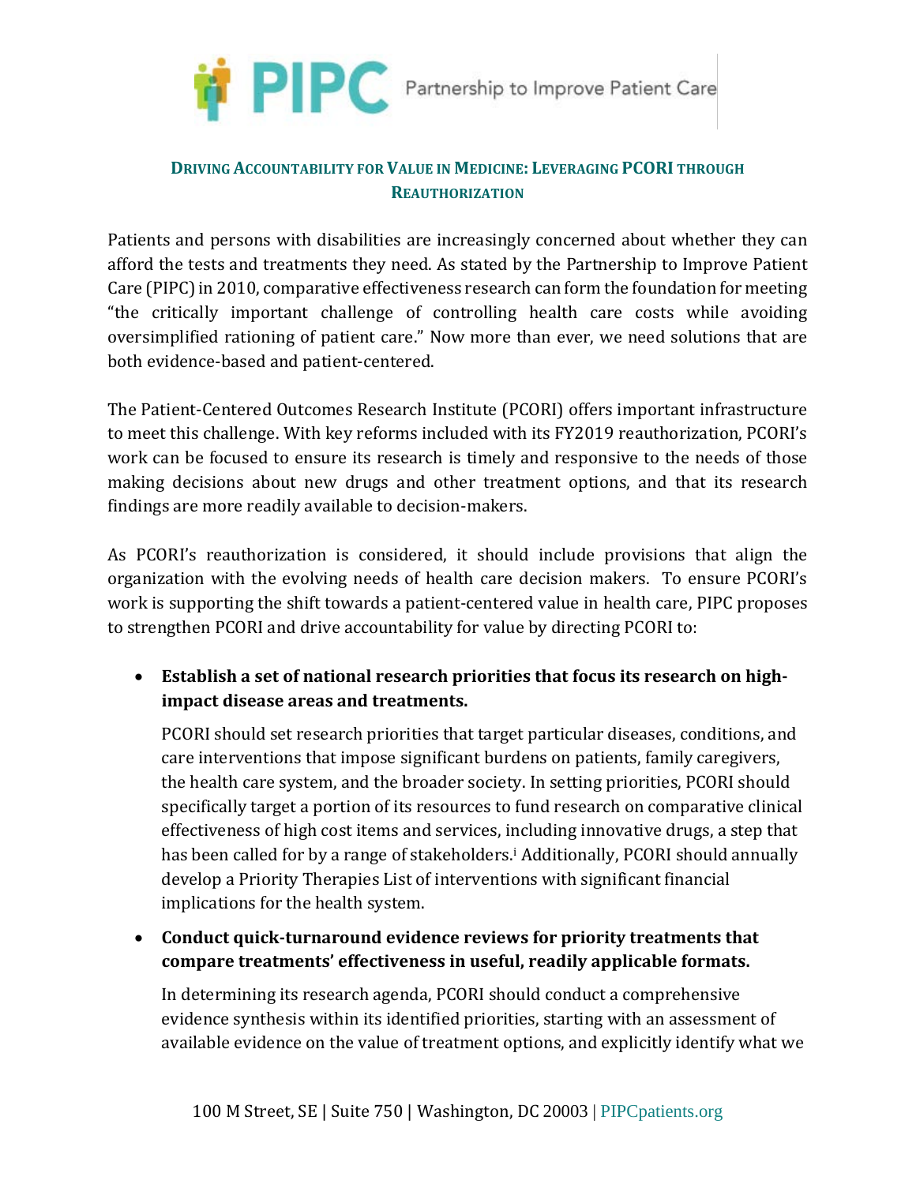## Driving Accountability for Value in Medicine: Leveraging PCORI through Reauthorization

Patients and persons with disabilities are increasingly concerned about whether they can afford the tests and treatments they need. As stated by the Partnership to Improve Patient Care (PIPC) in 2010, comparative effectiveness research can form the foundation for meeting "the critically important challenge of controlling health care costs while avoiding oversimplified rationing of patient care." Now more than ever, we need solutions that are both evidence-based and patient-centered.

The Patient-Centered Outcomes Research Institute (PCORI) offers important infrastructure to meet this challenge. With key reforms included with its FY2019 reauthorization, PCORI's work can be focused to ensure its research is timely and responsive to the needs of those making decisions about new drugs and other treatment options, and that its research findings are more readily available to decision-makers.

As PCORI's reauthorization is considered, it should include provisions that align the organization with the evolving needs of health care decision makers. To ensure PCORI's work is supporting the shift towards a patient-centered value in health care, PIPC proposes to strengthen PCORI and drive accountability for value by directing PCORI to:

- **Establish a set of national research priorities that focus its research on high-impact disease areas and treatments.**

  PCORI should set research priorities that target particular diseases, conditions, and care interventions that impose significant burdens on patients, family caregivers, the health care system, and the broader society. In setting priorities, PCORI should specifically target a portion of its resources to fund research on comparative clinical effectiveness of high cost items and services, including innovative drugs, a step that has been called for by a range of stakeholders.[i] Additionally, PCORI should annually develop a Priority Therapies List of interventions with significant financial implications for the health system.

- **Conduct quick-turnaround evidence reviews for priority treatments that compare treatments' effectiveness in useful, readily applicable formats.**

  In determining its research agenda, PCORI should conduct a comprehensive evidence synthesis within its identified priorities, starting with an assessment of available evidence on the value of treatment options, and explicitly identify what we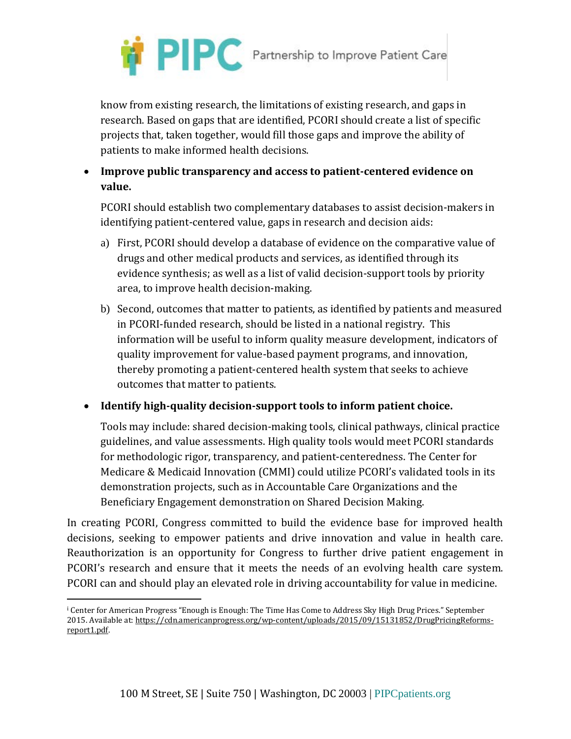know from existing research, the limitations of existing research, and gaps in research. Based on gaps that are identified, PCORI should create a list of specific projects that, taken together, would fill those gaps and improve the ability of patients to make informed health decisions.

- **Improve public transparency and access to patient-centered evidence on value.**

  PCORI should establish two complementary databases to assist decision-makers in identifying patient-centered value, gaps in research and decision aids:

  a) First, PCORI should develop a database of evidence on the comparative value of drugs and other medical products and services, as identified through its evidence synthesis; as well as a list of valid decision-support tools by priority area, to improve health decision-making.

  b) Second, outcomes that matter to patients, as identified by patients and measured in PCORI-funded research, should be listed in a national registry. This information will be useful to inform quality measure development, indicators of quality improvement for value-based payment programs, and innovation, thereby promoting a patient-centered health system that seeks to achieve outcomes that matter to patients.

- **Identify high-quality decision-support tools to inform patient choice.**

  Tools may include: shared decision-making tools, clinical pathways, clinical practice guidelines, and value assessments. High quality tools would meet PCORI standards for methodologic rigor, transparency, and patient-centeredness. The Center for Medicare & Medicaid Innovation (CMMI) could utilize PCORI's validated tools in its demonstration projects, such as in Accountable Care Organizations and the Beneficiary Engagement demonstration on Shared Decision Making.

In creating PCORI, Congress committed to build the evidence base for improved health decisions, seeking to empower patients and drive innovation and value in health care. Reauthorization is an opportunity for Congress to further drive patient engagement in PCORI's research and ensure that it meets the needs of an evolving health care system. PCORI can and should play an elevated role in driving accountability for value in medicine.

---

[i] Center for American Progress "Enough is Enough: The Time Has Come to Address Sky High Drug Prices." September 2015. Available at: https://cdn.americanprogress.org/wp-content/uploads/2015/09/15131852/DrugPricingReforms-report1.pdf.